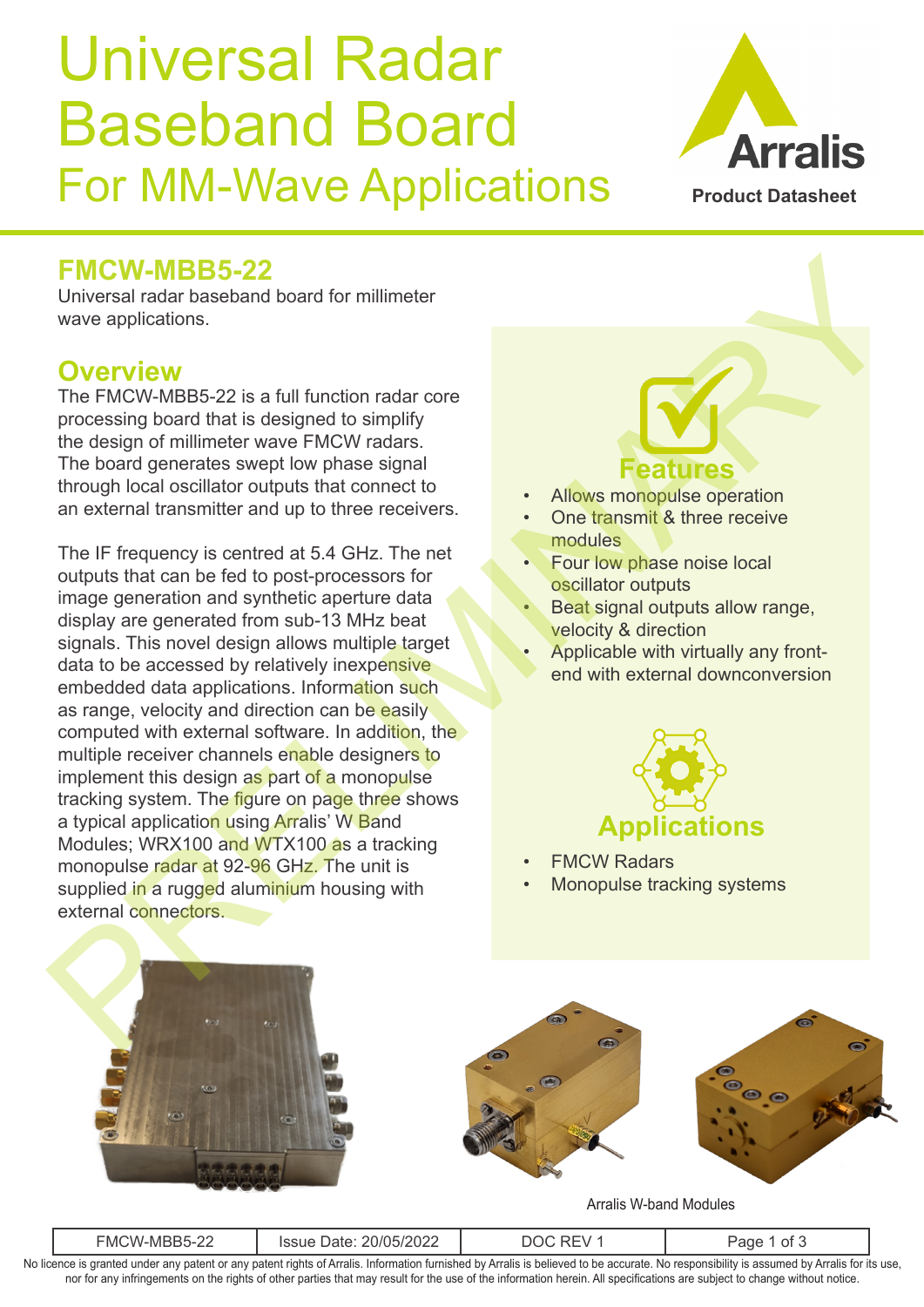# Universal Radar Baseband Board For MM-Wave Applications

Arralis

Product Datasheet

## FMCW-MBB5-22

Universal radar baseband board for millimeter wave applications.

## Overview

The FMCW-MBB5-22 is a full function radar core processing board that is designed to simplify the design of millimeter wave FMCW radars. The board generates swept low phase signal through local oscillator outputs that connect to an external transmitter and up to three receivers.

The IF frequency is centred at 5.4 GHz. The net outputs that can be fed to post-processors for image generation and synthetic aperture data display are generated from sub-13 MHz beat signals. This novel design allows multiple target data to be accessed by relatively inexpensive embedded data applications. Information such as range, velocity and direction can be easily computed with external software. In addition, the multiple receiver channels enable designers to implement this design as part of a monopulse tracking system. The figure on page three shows a typical application using Arralis' W Band Modules; WRX100 and WTX100 as a tracking monopulse radar at 92-96 GHz. The unit is supplied in a rugged aluminium housing with external connectors.

## Features

- Allows monopulse operation
- One transmit & three receive modules
- Four low phase noise local oscillator outputs
- Beat signal outputs allow range, velocity & direction
- Applicable with virtually any front-end with external downconversion

## Applications

- FMCW Radars
- Monopulse tracking systems

Arralis W-band Modules

| FMCW-MBB5-22 | Issue Date: 20/05/2022 | DOC REV 1 |
|---|---|---|

No licence is granted under any patent or any patent rights of Arralis. Information furnished by Arralis is believed to be accurate. No responsibility is assumed by Arralis for its use, nor for any infringements on the rights of other parties that may result for the use of the information herein. All specifications are subject to change without notice.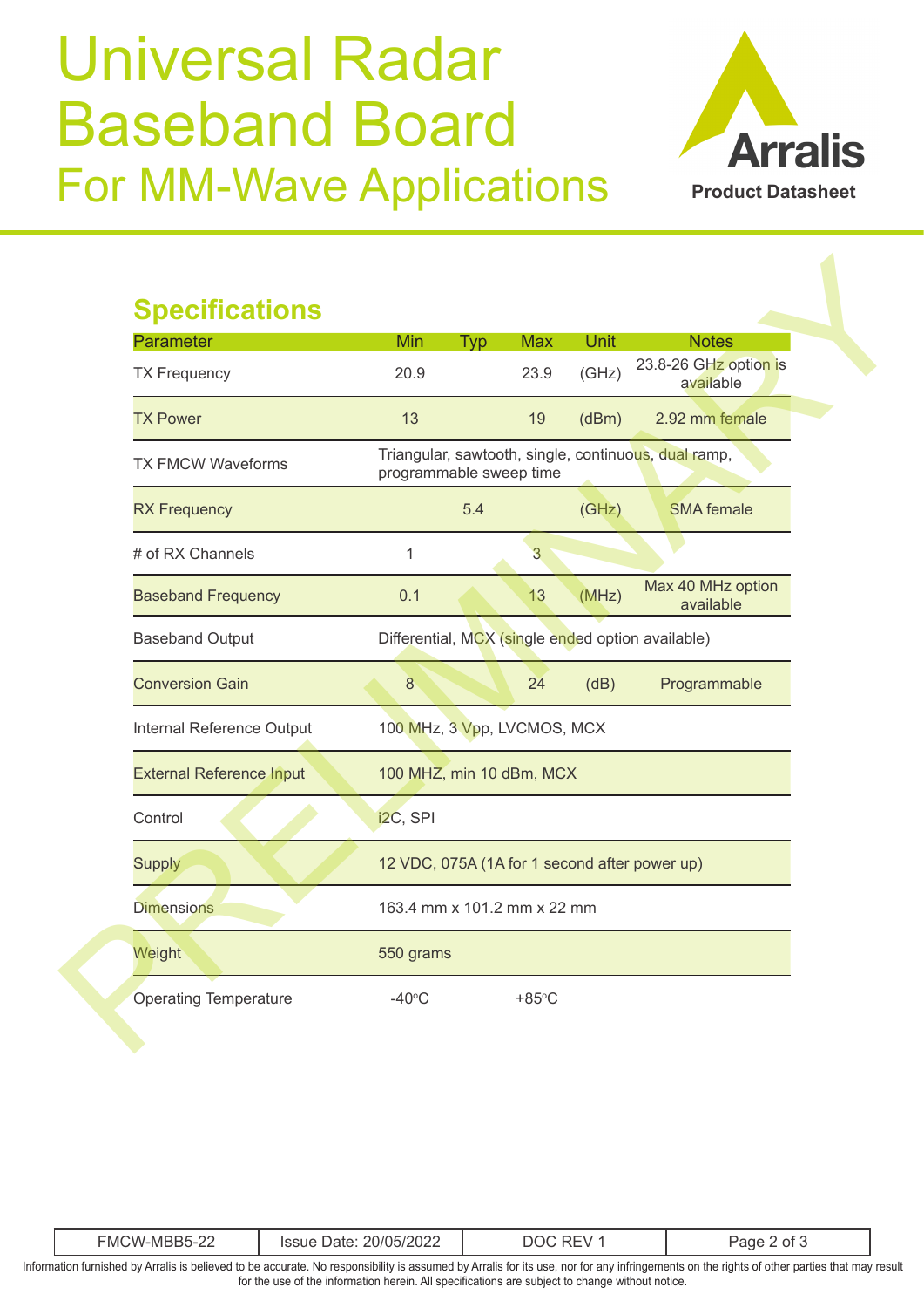# Universal Radar Baseband Board
## For MM-Wave Applications

**Arralis**
**Product Datasheet**

## Specifications

| Parameter | Min | Typ | Max | Unit | Notes |
|---|---|---|---|---|---|
| TX Frequency | 20.9 | | 23.9 | (GHz) | 23.8-26 GHz option is available |
| TX Power | 13 | | 19 | (dBm) | 2.92 mm female |
| TX FMCW Waveforms | Triangular, sawtooth, single, continuous, dual ramp, programmable sweep time | | | | |
| RX Frequency | | 5.4 | | (GHz) | SMA female |
| # of RX Channels | 1 | | 3 | | |
| Baseband Frequency | 0.1 | | 13 | (MHz) | Max 40 MHz option available |
| Baseband Output | Differential, MCX (single ended option available) | | | | |
| Conversion Gain | 8 | | 24 | (dB) | Programmable |
| Internal Reference Output | 100 MHz, 3 Vpp, LVCMOS, MCX | | | | |
| External Reference Input | 100 MHZ, min 10 dBm, MCX | | | | |
| Control | i2C, SPI | | | | |
| Supply | 12 VDC, 075A (1A for 1 second after power up) | | | | |
| Dimensions | 163.4 mm x 101.2 mm x 22 mm | | | | |
| Weight | 550 grams | | | | |
| Operating Temperature | -40°C | | +85°C | | |

PRELIMINARY

| FMCW-MBB5-22 | Issue Date: 20/05/2022 | DOC REV 1 |
|---|---|---|

Information furnished by Arralis is believed to be accurate. No responsibility is assumed by Arralis for its use, nor for any infringements on the rights of other parties that may result for the use of the information herein. All specifications are subject to change without notice.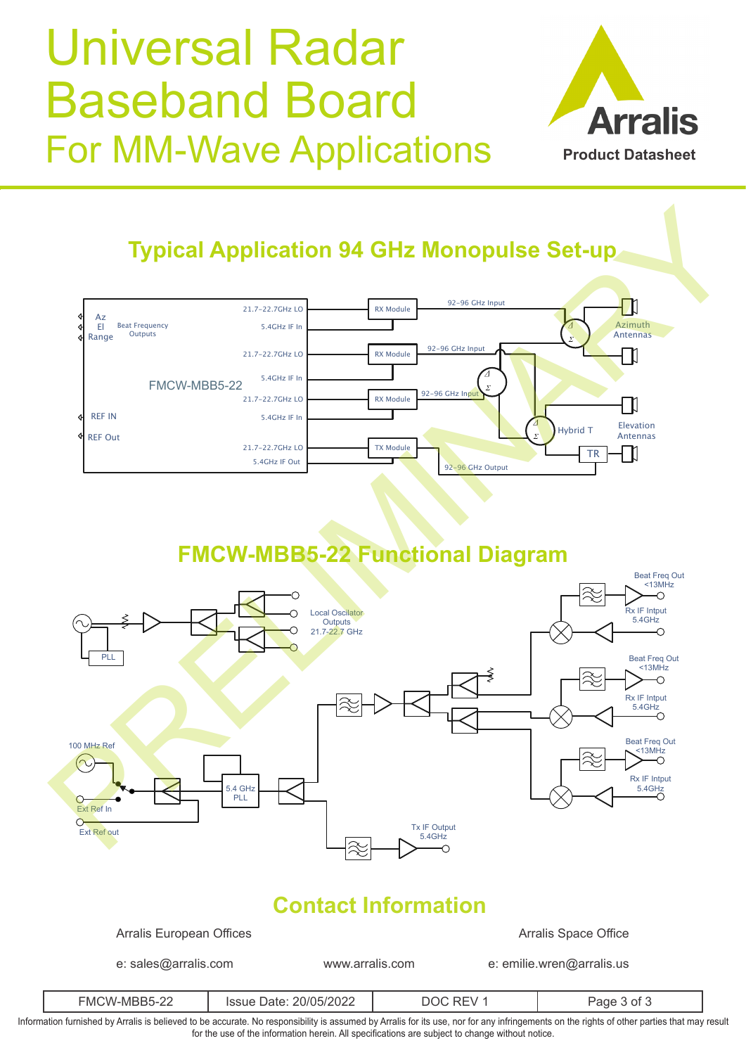# Universal Radar Baseband Board
## For MM-Wave Applications

Arralis

Product Datasheet

## Typical Application 94 GHz Monopulse Set-up

Az
El
Range
Beat Frequency Outputs
FMCW-MBB5-22
REF IN
REF Out
21.7-22.7GHz LO
5.4GHz IF In
21.7-22.7GHz LO
5.4GHz IF In
21.7-22.7GHz LO
5.4GHz IF In
21.7-22.7GHz LO
5.4GHz IF Out
RX Module
RX Module
RX Module
TX Module
92-96 GHz Input
92-96 GHz Input
92-96 GHz Input
92-96 GHz Output
Azimuth Antennas
Hybrid T
Elevation Antennas
TR

## FMCW-MBB5-22 Functional Diagram

PLL
Local Oscilator Outputs
21.7-22.7 GHz
100 MHz Ref
Ext Ref In
Ext Ref out
5.4 GHz PLL
Tx IF Output
5.4GHz
Beat Freq Out
<13MHz
Rx IF Intput
5.4GHz
Beat Freq Out
<13MHz
Rx IF Intput
5.4GHz
Beat Freq Out
<13MHz
Rx IF Intput
5.4GHz

## Contact Information

Arralis European Offices

e: sales@arralis.com

www.arralis.com

Arralis Space Office

e: emilie.wren@arralis.us

| | | | |
|---|---|---|---|
| FMCW-MBB5-22 | Issue Date: 20/05/2022 | DOC REV 1 | Page 3 of 3 |

Information furnished by Arralis is believed to be accurate. No responsibility is assumed by Arralis for its use, nor for any infringements on the rights of other parties that may result for the use of the information herein. All specifications are subject to change without notice.